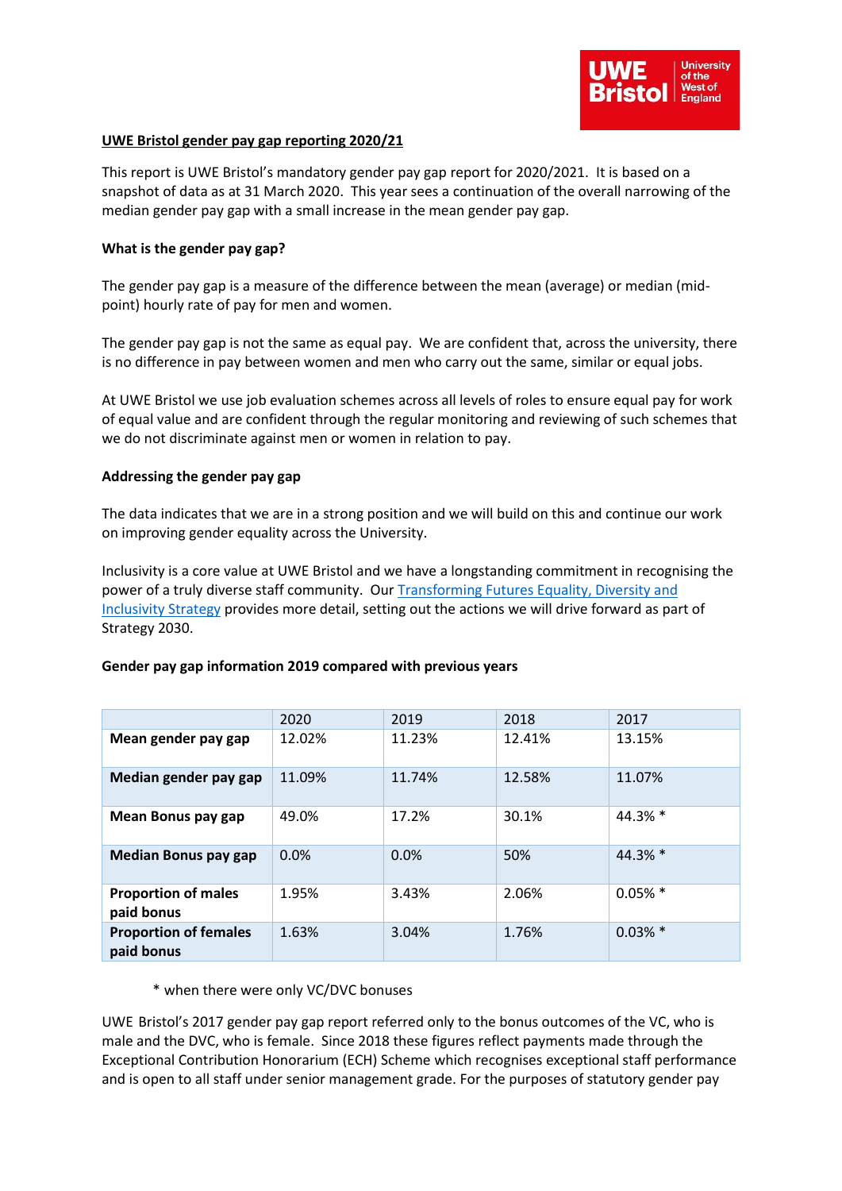## UWE Bristol gender pay gap reporting 2020/21

This report is UWE Bristol's mandatory gender pay gap report for 2020/2021. It is based on a snapshot of data as at 31 March 2020. This year sees a continuation of the overall narrowing of the median gender pay gap with a small increase in the mean gender pay gap.

### What is the gender pay gap?

The gender pay gap is a measure of the difference between the mean (average) or median (mid-point) hourly rate of pay for men and women.

The gender pay gap is not the same as equal pay. We are confident that, across the university, there is no difference in pay between women and men who carry out the same, similar or equal jobs.

At UWE Bristol we use job evaluation schemes across all levels of roles to ensure equal pay for work of equal value and are confident through the regular monitoring and reviewing of such schemes that we do not discriminate against men or women in relation to pay.

### Addressing the gender pay gap

The data indicates that we are in a strong position and we will build on this and continue our work on improving gender equality across the University.

Inclusivity is a core value at UWE Bristol and we have a longstanding commitment in recognising the power of a truly diverse staff community. Our Transforming Futures Equality, Diversity and Inclusivity Strategy provides more detail, setting out the actions we will drive forward as part of Strategy 2030.

### Gender pay gap information 2019 compared with previous years

| | 2020 | 2019 | 2018 | 2017 |
|---|---|---|---|---|
| **Mean gender pay gap** | 12.02% | 11.23% | 12.41% | 13.15% |
| **Median gender pay gap** | 11.09% | 11.74% | 12.58% | 11.07% |
| **Mean Bonus pay gap** | 49.0% | 17.2% | 30.1% | 44.3% * |
| **Median Bonus pay gap** | 0.0% | 0.0% | 50% | 44.3% * |
| **Proportion of males paid bonus** | 1.95% | 3.43% | 2.06% | 0.05% * |
| **Proportion of females paid bonus** | 1.63% | 3.04% | 1.76% | 0.03% * |

\* when there were only VC/DVC bonuses

UWE Bristol's 2017 gender pay gap report referred only to the bonus outcomes of the VC, who is male and the DVC, who is female. Since 2018 these figures reflect payments made through the Exceptional Contribution Honorarium (ECH) Scheme which recognises exceptional staff performance and is open to all staff under senior management grade. For the purposes of statutory gender pay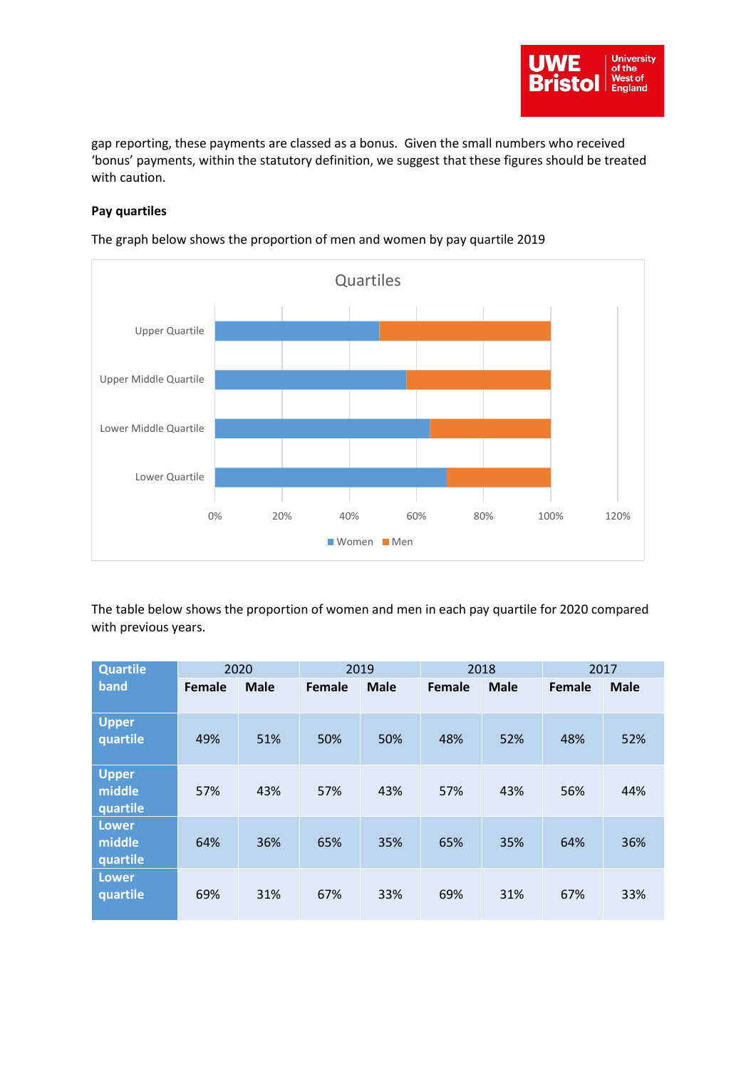gap reporting, these payments are classed as a bonus. Given the small numbers who received 'bonus' payments, within the statutory definition, we suggest that these figures should be treated with caution.

**Pay quartiles**

The graph below shows the proportion of men and women by pay quartile 2019

The table below shows the proportion of women and men in each pay quartile for 2020 compared with previous years.

| Quartile band | 2020 | | 2019 | | 2018 | | 2017 | |
|---|---|---|---|---|---|---|---|---|
| | **Female** | **Male** | **Female** | **Male** | **Female** | **Male** | **Female** | **Male** |
| Upper quartile | 49% | 51% | 50% | 50% | 48% | 52% | 48% | 52% |
| Upper middle quartile | 57% | 43% | 57% | 43% | 57% | 43% | 56% | 44% |
| Lower middle quartile | 64% | 36% | 65% | 35% | 65% | 35% | 64% | 36% |
| Lower quartile | 69% | 31% | 67% | 33% | 69% | 31% | 67% | 33% |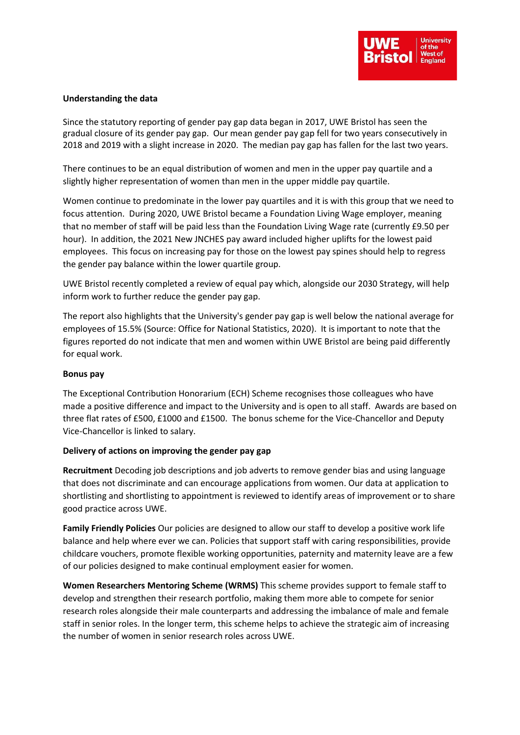**Understanding the data**

Since the statutory reporting of gender pay gap data began in 2017, UWE Bristol has seen the gradual closure of its gender pay gap. Our mean gender pay gap fell for two years consecutively in 2018 and 2019 with a slight increase in 2020. The median pay gap has fallen for the last two years.

There continues to be an equal distribution of women and men in the upper pay quartile and a slightly higher representation of women than men in the upper middle pay quartile.

Women continue to predominate in the lower pay quartiles and it is with this group that we need to focus attention. During 2020, UWE Bristol became a Foundation Living Wage employer, meaning that no member of staff will be paid less than the Foundation Living Wage rate (currently £9.50 per hour). In addition, the 2021 New JNCHES pay award included higher uplifts for the lowest paid employees. This focus on increasing pay for those on the lowest pay spines should help to regress the gender pay balance within the lower quartile group.

UWE Bristol recently completed a review of equal pay which, alongside our 2030 Strategy, will help inform work to further reduce the gender pay gap.

The report also highlights that the University's gender pay gap is well below the national average for employees of 15.5% (Source: Office for National Statistics, 2020). It is important to note that the figures reported do not indicate that men and women within UWE Bristol are being paid differently for equal work.

**Bonus pay**

The Exceptional Contribution Honorarium (ECH) Scheme recognises those colleagues who have made a positive difference and impact to the University and is open to all staff. Awards are based on three flat rates of £500, £1000 and £1500. The bonus scheme for the Vice-Chancellor and Deputy Vice-Chancellor is linked to salary.

**Delivery of actions on improving the gender pay gap**

**Recruitment** Decoding job descriptions and job adverts to remove gender bias and using language that does not discriminate and can encourage applications from women. Our data at application to shortlisting and shortlisting to appointment is reviewed to identify areas of improvement or to share good practice across UWE.

**Family Friendly Policies** Our policies are designed to allow our staff to develop a positive work life balance and help where ever we can. Policies that support staff with caring responsibilities, provide childcare vouchers, promote flexible working opportunities, paternity and maternity leave are a few of our policies designed to make continual employment easier for women.

**Women Researchers Mentoring Scheme (WRMS)** This scheme provides support to female staff to develop and strengthen their research portfolio, making them more able to compete for senior research roles alongside their male counterparts and addressing the imbalance of male and female staff in senior roles. In the longer term, this scheme helps to achieve the strategic aim of increasing the number of women in senior research roles across UWE.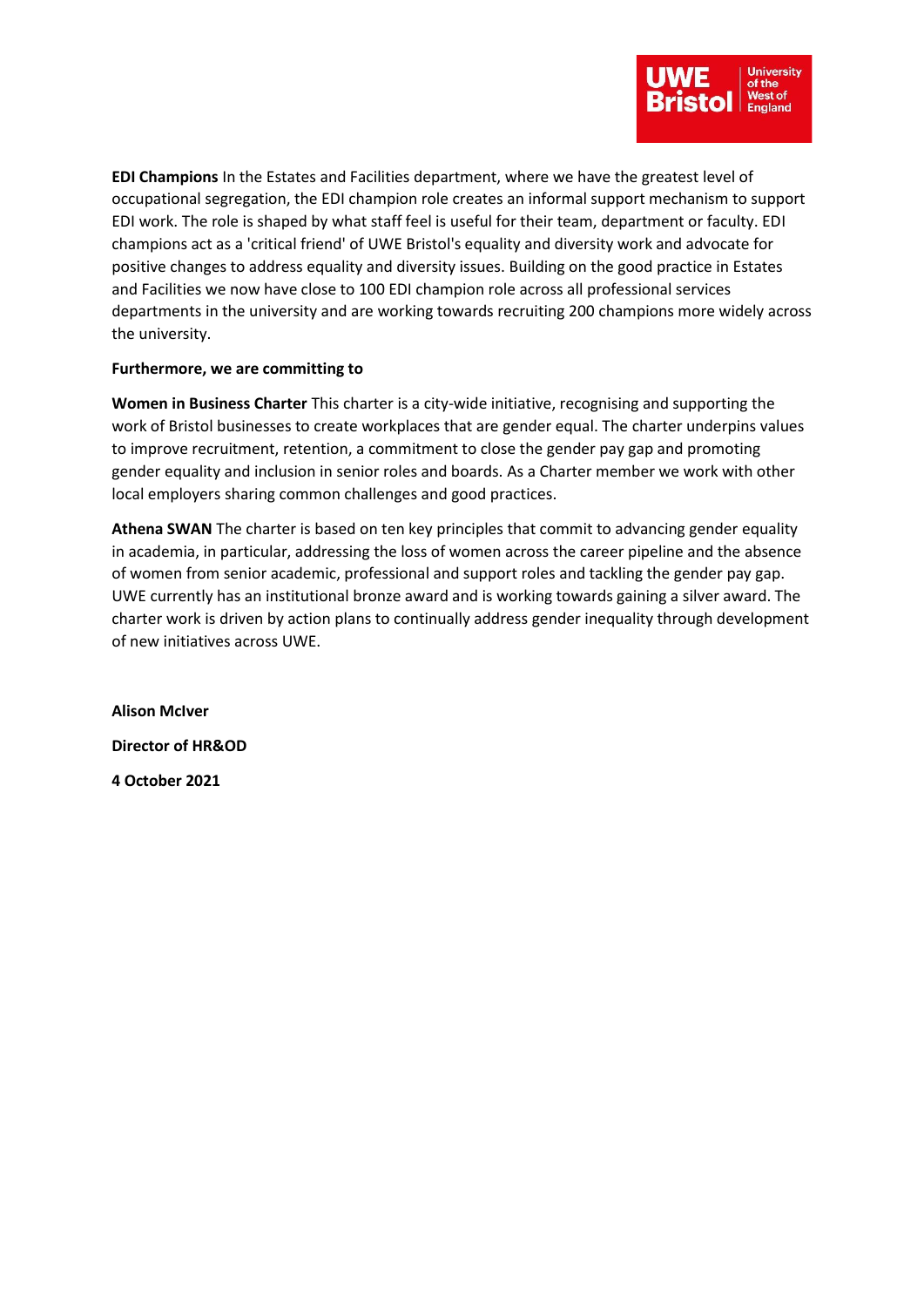**EDI Champions** In the Estates and Facilities department, where we have the greatest level of occupational segregation, the EDI champion role creates an informal support mechanism to support EDI work. The role is shaped by what staff feel is useful for their team, department or faculty. EDI champions act as a 'critical friend' of UWE Bristol's equality and diversity work and advocate for positive changes to address equality and diversity issues. Building on the good practice in Estates and Facilities we now have close to 100 EDI champion role across all professional services departments in the university and are working towards recruiting 200 champions more widely across the university.

**Furthermore, we are committing to**

**Women in Business Charter** This charter is a city-wide initiative, recognising and supporting the work of Bristol businesses to create workplaces that are gender equal. The charter underpins values to improve recruitment, retention, a commitment to close the gender pay gap and promoting gender equality and inclusion in senior roles and boards. As a Charter member we work with other local employers sharing common challenges and good practices.

**Athena SWAN** The charter is based on ten key principles that commit to advancing gender equality in academia, in particular, addressing the loss of women across the career pipeline and the absence of women from senior academic, professional and support roles and tackling the gender pay gap. UWE currently has an institutional bronze award and is working towards gaining a silver award. The charter work is driven by action plans to continually address gender inequality through development of new initiatives across UWE.

**Alison McIver**

**Director of HR&OD**

**4 October 2021**